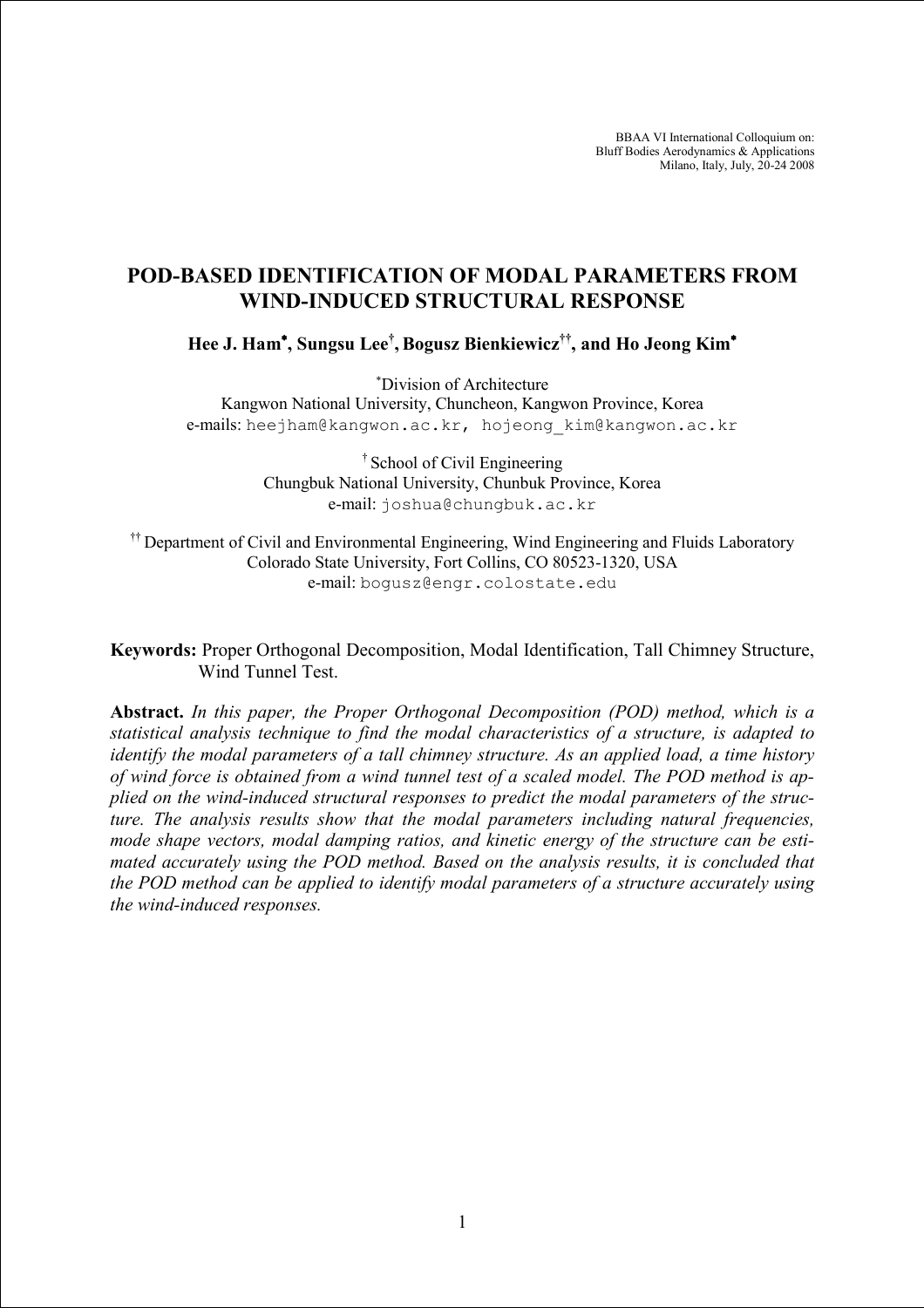BBAA VI International Colloquium on:
Bluff Bodies Aerodynamics & Applications
Milano, Italy, July, 20-24 2008

# POD-BASED IDENTIFICATION OF MODAL PARAMETERS FROM WIND-INDUCED STRUCTURAL RESPONSE

**Hee J. Ham[*], Sungsu Lee[†], Bogusz Bienkiewicz[††], and Ho Jeong Kim[*]**

[*] Division of Architecture
Kangwon National University, Chuncheon, Kangwon Province, Korea
e-mails: heejham@kangwon.ac.kr, hojeong_kim@kangwon.ac.kr

[†] School of Civil Engineering
Chungbuk National University, Chunbuk Province, Korea
e-mail: joshua@chungbuk.ac.kr

[††] Department of Civil and Environmental Engineering, Wind Engineering and Fluids Laboratory
Colorado State University, Fort Collins, CO 80523-1320, USA
e-mail: bogusz@engr.colostate.edu

**Keywords:** Proper Orthogonal Decomposition, Modal Identification, Tall Chimney Structure, Wind Tunnel Test.

**Abstract.** *In this paper, the Proper Orthogonal Decomposition (POD) method, which is a statistical analysis technique to find the modal characteristics of a structure, is adapted to identify the modal parameters of a tall chimney structure. As an applied load, a time history of wind force is obtained from a wind tunnel test of a scaled model. The POD method is applied on the wind-induced structural responses to predict the modal parameters of the structure. The analysis results show that the modal parameters including natural frequencies, mode shape vectors, modal damping ratios, and kinetic energy of the structure can be estimated accurately using the POD method. Based on the analysis results, it is concluded that the POD method can be applied to identify modal parameters of a structure accurately using the wind-induced responses.*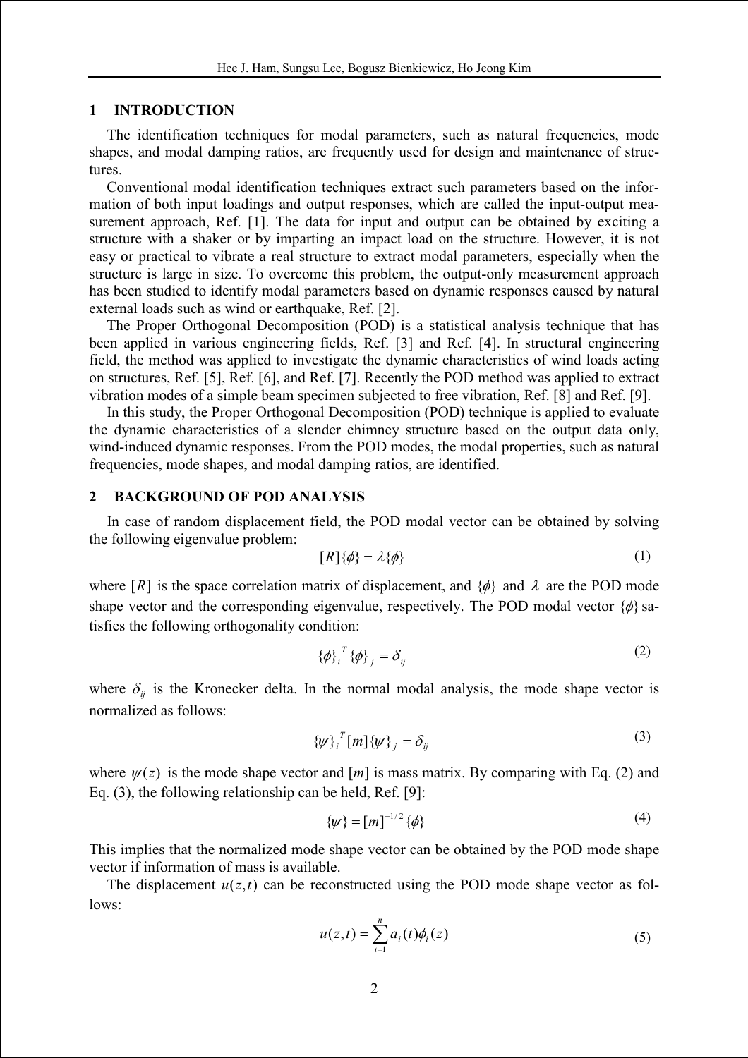## 1 INTRODUCTION

The identification techniques for modal parameters, such as natural frequencies, mode shapes, and modal damping ratios, are frequently used for design and maintenance of structures.

Conventional modal identification techniques extract such parameters based on the information of both input loadings and output responses, which are called the input-output measurement approach, Ref. [1]. The data for input and output can be obtained by exciting a structure with a shaker or by imparting an impact load on the structure. However, it is not easy or practical to vibrate a real structure to extract modal parameters, especially when the structure is large in size. To overcome this problem, the output-only measurement approach has been studied to identify modal parameters based on dynamic responses caused by natural external loads such as wind or earthquake, Ref. [2].

The Proper Orthogonal Decomposition (POD) is a statistical analysis technique that has been applied in various engineering fields, Ref. [3] and Ref. [4]. In structural engineering field, the method was applied to investigate the dynamic characteristics of wind loads acting on structures, Ref. [5], Ref. [6], and Ref. [7]. Recently the POD method was applied to extract vibration modes of a simple beam specimen subjected to free vibration, Ref. [8] and Ref. [9].

In this study, the Proper Orthogonal Decomposition (POD) technique is applied to evaluate the dynamic characteristics of a slender chimney structure based on the output data only, wind-induced dynamic responses. From the POD modes, the modal properties, such as natural frequencies, mode shapes, and modal damping ratios, are identified.

## 2 BACKGROUND OF POD ANALYSIS

In case of random displacement field, the POD modal vector can be obtained by solving the following eigenvalue problem:

$$[R]\{\phi\} = \lambda\{\phi\} \tag{1}$$

where $[R]$ is the space correlation matrix of displacement, and $\{\phi\}$ and $\lambda$ are the POD mode shape vector and the corresponding eigenvalue, respectively. The POD modal vector $\{\phi\}$ satisfies the following orthogonality condition:

$$\{\phi\}_i^T \{\phi\}_j = \delta_{ij} \tag{2}$$

where $\delta_{ij}$ is the Kronecker delta. In the normal modal analysis, the mode shape vector is normalized as follows:

$$\{\psi\}_i^T [m] \{\psi\}_j = \delta_{ij} \tag{3}$$

where $\psi(z)$ is the mode shape vector and $[m]$ is mass matrix. By comparing with Eq. (2) and Eq. (3), the following relationship can be held, Ref. [9]:

$$\{\psi\} = [m]^{-1/2}\{\phi\} \tag{4}$$

This implies that the normalized mode shape vector can be obtained by the POD mode shape vector if information of mass is available.

The displacement $u(z,t)$ can be reconstructed using the POD mode shape vector as follows:

$$u(z,t) = \sum_{i=1}^{n} a_i(t)\phi_i(z) \tag{5}$$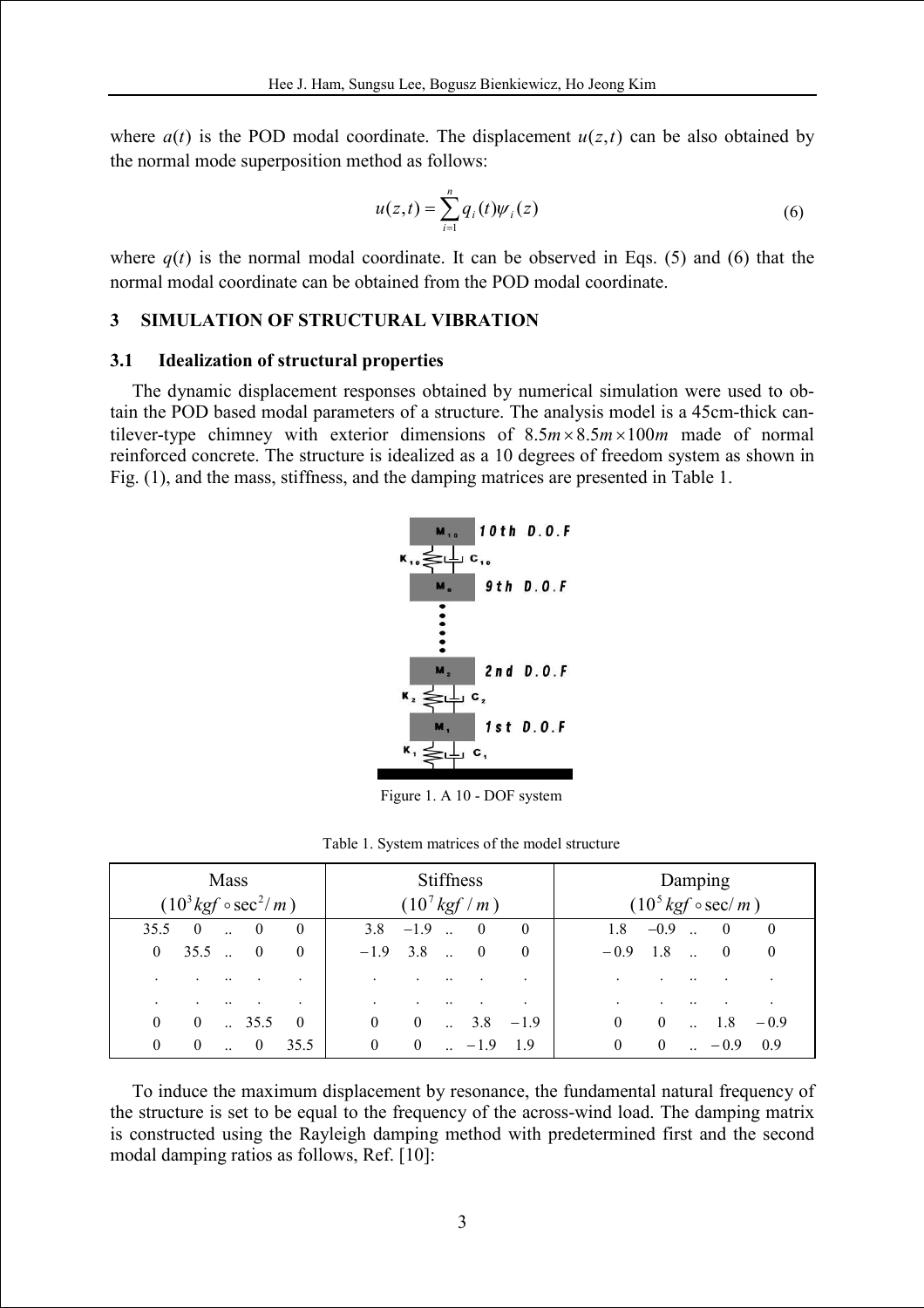where $a(t)$ is the POD modal coordinate. The displacement $u(z,t)$ can be also obtained by the normal mode superposition method as follows:

$$u(z,t) = \sum_{i=1}^{n} q_i(t)\psi_i(z) \tag{6}$$

where $q(t)$ is the normal modal coordinate. It can be observed in Eqs. (5) and (6) that the normal modal coordinate can be obtained from the POD modal coordinate.

## 3 SIMULATION OF STRUCTURAL VIBRATION

### 3.1 Idealization of structural properties

The dynamic displacement responses obtained by numerical simulation were used to obtain the POD based modal parameters of a structure. The analysis model is a 45cm-thick cantilever-type chimney with exterior dimensions of $8.5m \times 8.5m \times 100m$ made of normal reinforced concrete. The structure is idealized as a 10 degrees of freedom system as shown in Fig. (1), and the mass, stiffness, and the damping matrices are presented in Table 1.

Figure 1. A 10 - DOF system

Table 1. System matrices of the model structure

| Mass $(10^3 kgf \circ \sec^2/m)$ | Stiffness $(10^7 kgf/m)$ | Damping $(10^5 kgf \circ \sec/m)$ |
|---|---|---|
| $\begin{matrix} 35.5 & 0 & .. & 0 & 0 \\ 0 & 35.5 & .. & 0 & 0 \\ . & . & .. & . & . \\ . & . & .. & . & . \\ 0 & 0 & .. & 35.5 & 0 \\ 0 & 0 & .. & 0 & 35.5 \end{matrix}$ | $\begin{matrix} 3.8 & -1.9 & .. & 0 & 0 \\ -1.9 & 3.8 & .. & 0 & 0 \\ . & . & .. & . & . \\ . & . & .. & . & . \\ 0 & 0 & .. & 3.8 & -1.9 \\ 0 & 0 & .. & -1.9 & 1.9 \end{matrix}$ | $\begin{matrix} 1.8 & -0.9 & .. & 0 & 0 \\ -0.9 & 1.8 & .. & 0 & 0 \\ . & . & .. & . & . \\ . & . & .. & . & . \\ 0 & 0 & .. & 1.8 & -0.9 \\ 0 & 0 & .. & -0.9 & 0.9 \end{matrix}$ |

To induce the maximum displacement by resonance, the fundamental natural frequency of the structure is set to be equal to the frequency of the across-wind load. The damping matrix is constructed using the Rayleigh damping method with predetermined first and the second modal damping ratios as follows, Ref. [10]: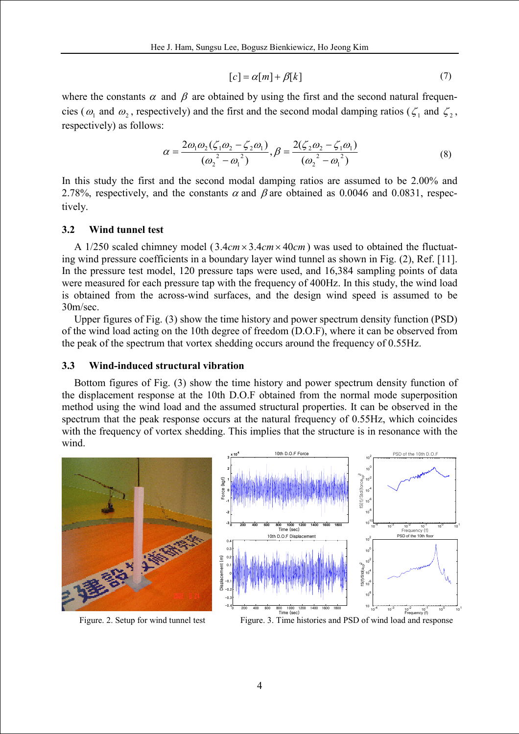$$[c] = \alpha[m] + \beta[k] \tag{7}$$

where the constants $\alpha$ and $\beta$ are obtained by using the first and the second natural frequencies ($\omega_1$ and $\omega_2$, respectively) and the first and the second modal damping ratios ($\zeta_1$ and $\zeta_2$, respectively) as follows:

$$\alpha = \frac{2\omega_1\omega_2(\zeta_1\omega_2 - \zeta_2\omega_1)}{(\omega_2{}^2 - \omega_1{}^2)}, \beta = \frac{2(\zeta_2\omega_2 - \zeta_1\omega_1)}{(\omega_2{}^2 - \omega_1{}^2)} \tag{8}$$

In this study the first and the second modal damping ratios are assumed to be 2.00% and 2.78%, respectively, and the constants $\alpha$ and $\beta$ are obtained as 0.0046 and 0.0831, respectively.

### 3.2 Wind tunnel test

A 1/250 scaled chimney model ($3.4cm \times 3.4cm \times 40cm$) was used to obtained the fluctuating wind pressure coefficients in a boundary layer wind tunnel as shown in Fig. (2), Ref. [11]. In the pressure test model, 120 pressure taps were used, and 16,384 sampling points of data were measured for each pressure tap with the frequency of 400Hz. In this study, the wind load is obtained from the across-wind surfaces, and the design wind speed is assumed to be 30m/sec.

Upper figures of Fig. (3) show the time history and power spectrum density function (PSD) of the wind load acting on the 10th degree of freedom (D.O.F), where it can be observed from the peak of the spectrum that vortex shedding occurs around the frequency of 0.55Hz.

### 3.3 Wind-induced structural vibration

Bottom figures of Fig. (3) show the time history and power spectrum density function of the displacement response at the 10th D.O.F obtained from the normal mode superposition method using the wind load and the assumed structural properties. It can be observed in the spectrum that the peak response occurs at the natural frequency of 0.55Hz, which coincides with the frequency of vortex shedding. This implies that the structure is in resonance with the wind.

Figure. 2. Setup for wind tunnel test

Figure. 3. Time histories and PSD of wind load and response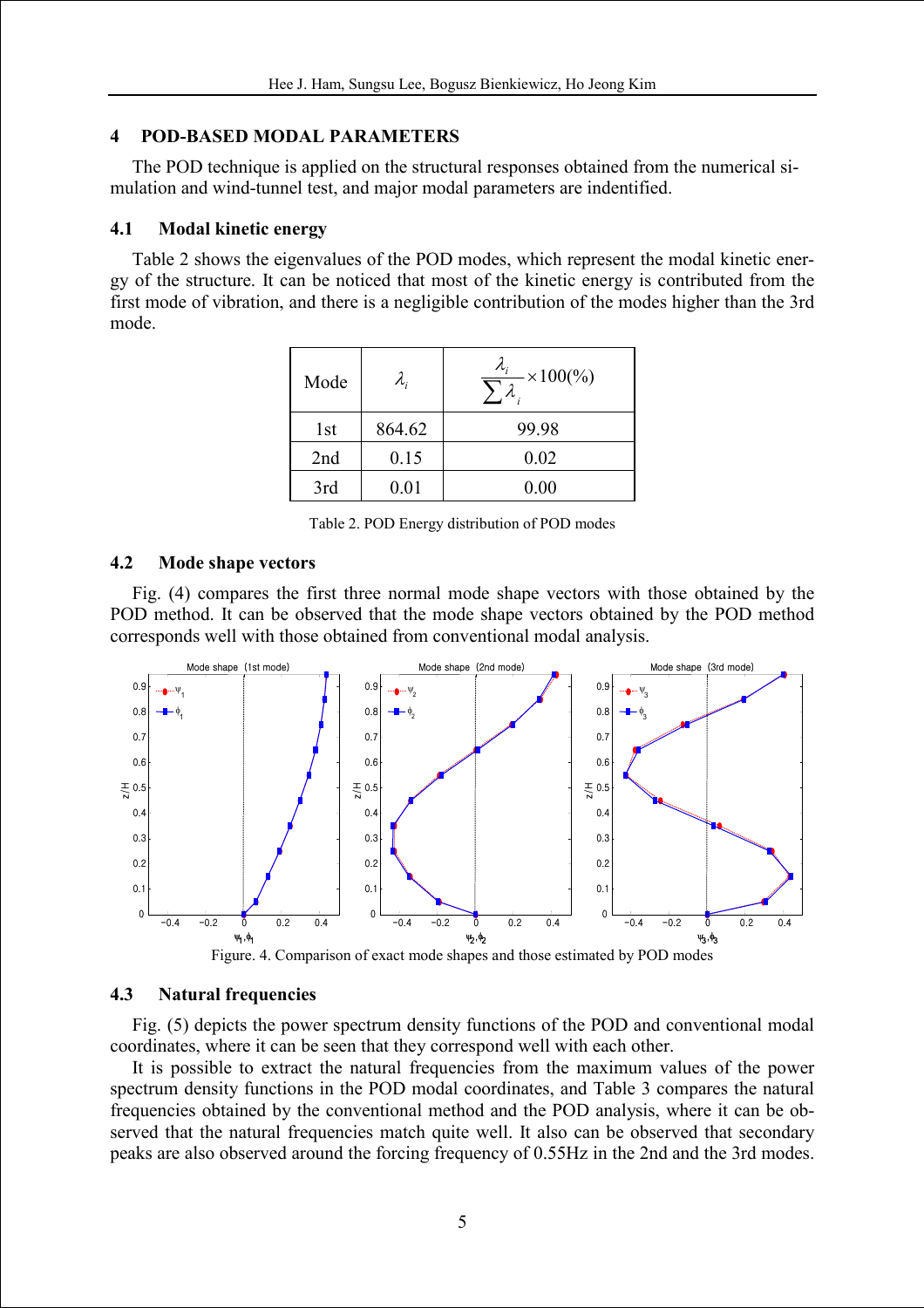## 4 POD-BASED MODAL PARAMETERS

The POD technique is applied on the structural responses obtained from the numerical simulation and wind-tunnel test, and major modal parameters are indentified.

### 4.1 Modal kinetic energy

Table 2 shows the eigenvalues of the POD modes, which represent the modal kinetic energy of the structure. It can be noticed that most of the kinetic energy is contributed from the first mode of vibration, and there is a negligible contribution of the modes higher than the 3rd mode.

| Mode | $\lambda_i$ | $\frac{\lambda_i}{\sum \lambda_i} \times 100(\%)$ |
|---|---|---|
| 1st | 864.62 | 99.98 |
| 2nd | 0.15 | 0.02 |
| 3rd | 0.01 | 0.00 |

Table 2. POD Energy distribution of POD modes

### 4.2 Mode shape vectors

Fig. (4) compares the first three normal mode shape vectors with those obtained by the POD method. It can be observed that the mode shape vectors obtained by the POD method corresponds well with those obtained from conventional modal analysis.

Figure. 4. Comparison of exact mode shapes and those estimated by POD modes

### 4.3 Natural frequencies

Fig. (5) depicts the power spectrum density functions of the POD and conventional modal coordinates, where it can be seen that they correspond well with each other.

It is possible to extract the natural frequencies from the maximum values of the power spectrum density functions in the POD modal coordinates, and Table 3 compares the natural frequencies obtained by the conventional method and the POD analysis, where it can be observed that the natural frequencies match quite well. It also can be observed that secondary peaks are also observed around the forcing frequency of 0.55Hz in the 2nd and the 3rd modes.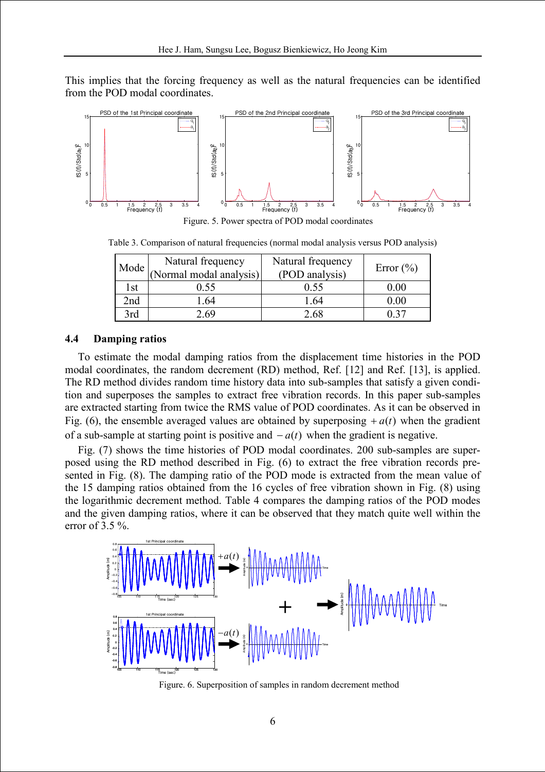This implies that the forcing frequency as well as the natural frequencies can be identified from the POD modal coordinates.

Figure. 5. Power spectra of POD modal coordinates

Table 3. Comparison of natural frequencies (normal modal analysis versus POD analysis)

| Mode | Natural frequency (Normal modal analysis) | Natural frequency (POD analysis) | Error (%) |
|---|---|---|---|
| 1st | 0.55 | 0.55 | 0.00 |
| 2nd | 1.64 | 1.64 | 0.00 |
| 3rd | 2.69 | 2.68 | 0.37 |

### 4.4 Damping ratios

To estimate the modal damping ratios from the displacement time histories in the POD modal coordinates, the random decrement (RD) method, Ref. [12] and Ref. [13], is applied. The RD method divides random time history data into sub-samples that satisfy a given condition and superposes the samples to extract free vibration records. In this paper sub-samples are extracted starting from twice the RMS value of POD coordinates. As it can be observed in Fig. (6), the ensemble averaged values are obtained by superposing $+a(t)$ when the gradient of a sub-sample at starting point is positive and $-a(t)$ when the gradient is negative.

Fig. (7) shows the time histories of POD modal coordinates. 200 sub-samples are superposed using the RD method described in Fig. (6) to extract the free vibration records presented in Fig. (8). The damping ratio of the POD mode is extracted from the mean value of the 15 damping ratios obtained from the 16 cycles of free vibration shown in Fig. (8) using the logarithmic decrement method. Table 4 compares the damping ratios of the POD modes and the given damping ratios, where it can be observed that they match quite well within the error of 3.5 %.

Figure. 6. Superposition of samples in random decrement method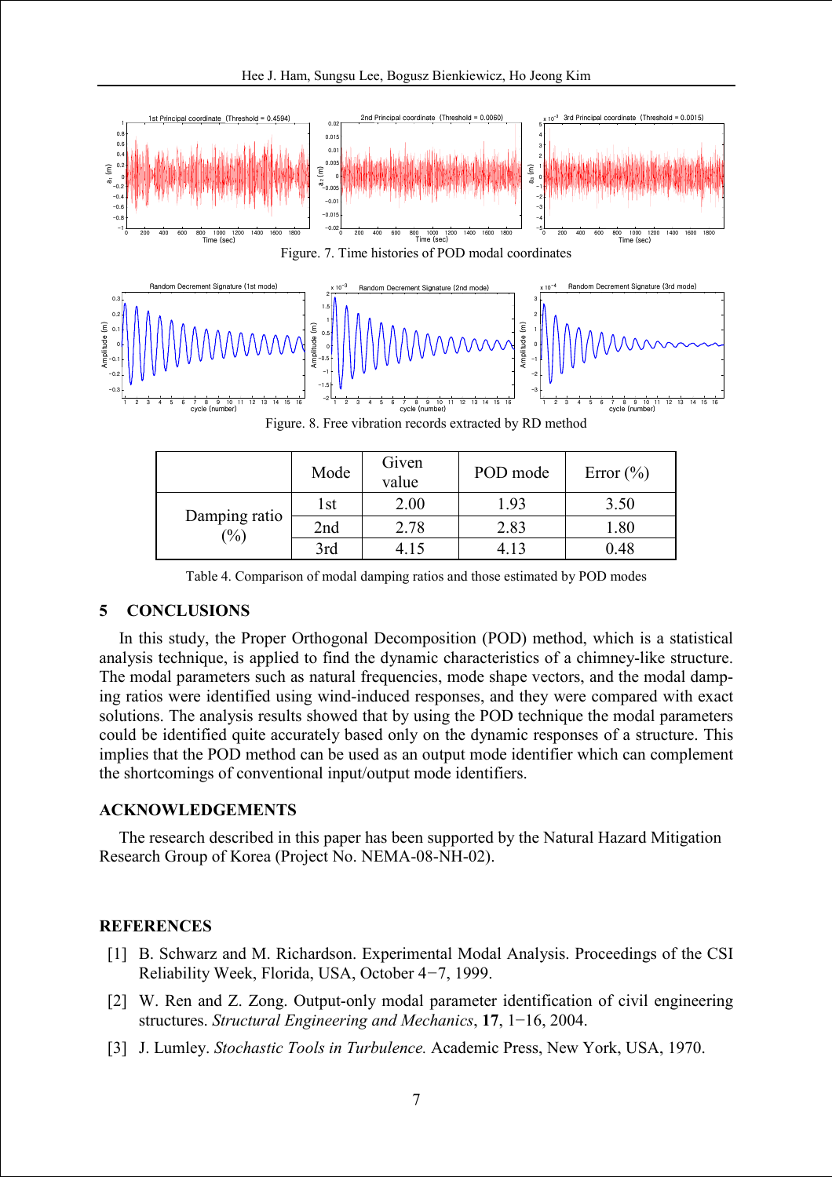Figure. 7. Time histories of POD modal coordinates

Figure. 8. Free vibration records extracted by RD method

| | Mode | Given value | POD mode | Error (%) |
|---|---|---|---|---|
| Damping ratio (%) | 1st | 2.00 | 1.93 | 3.50 |
| | 2nd | 2.78 | 2.83 | 1.80 |
| | 3rd | 4.15 | 4.13 | 0.48 |

Table 4. Comparison of modal damping ratios and those estimated by POD modes

## 5 CONCLUSIONS

In this study, the Proper Orthogonal Decomposition (POD) method, which is a statistical analysis technique, is applied to find the dynamic characteristics of a chimney-like structure. The modal parameters such as natural frequencies, mode shape vectors, and the modal damping ratios were identified using wind-induced responses, and they were compared with exact solutions. The analysis results showed that by using the POD technique the modal parameters could be identified quite accurately based only on the dynamic responses of a structure. This implies that the POD method can be used as an output mode identifier which can complement the shortcomings of conventional input/output mode identifiers.

## ACKNOWLEDGEMENTS

The research described in this paper has been supported by the Natural Hazard Mitigation Research Group of Korea (Project No. NEMA-08-NH-02).

## REFERENCES

[1] B. Schwarz and M. Richardson. Experimental Modal Analysis. Proceedings of the CSI Reliability Week, Florida, USA, October 4−7, 1999.

[2] W. Ren and Z. Zong. Output-only modal parameter identification of civil engineering structures. *Structural Engineering and Mechanics*, **17**, 1−16, 2004.

[3] J. Lumley. *Stochastic Tools in Turbulence.* Academic Press, New York, USA, 1970.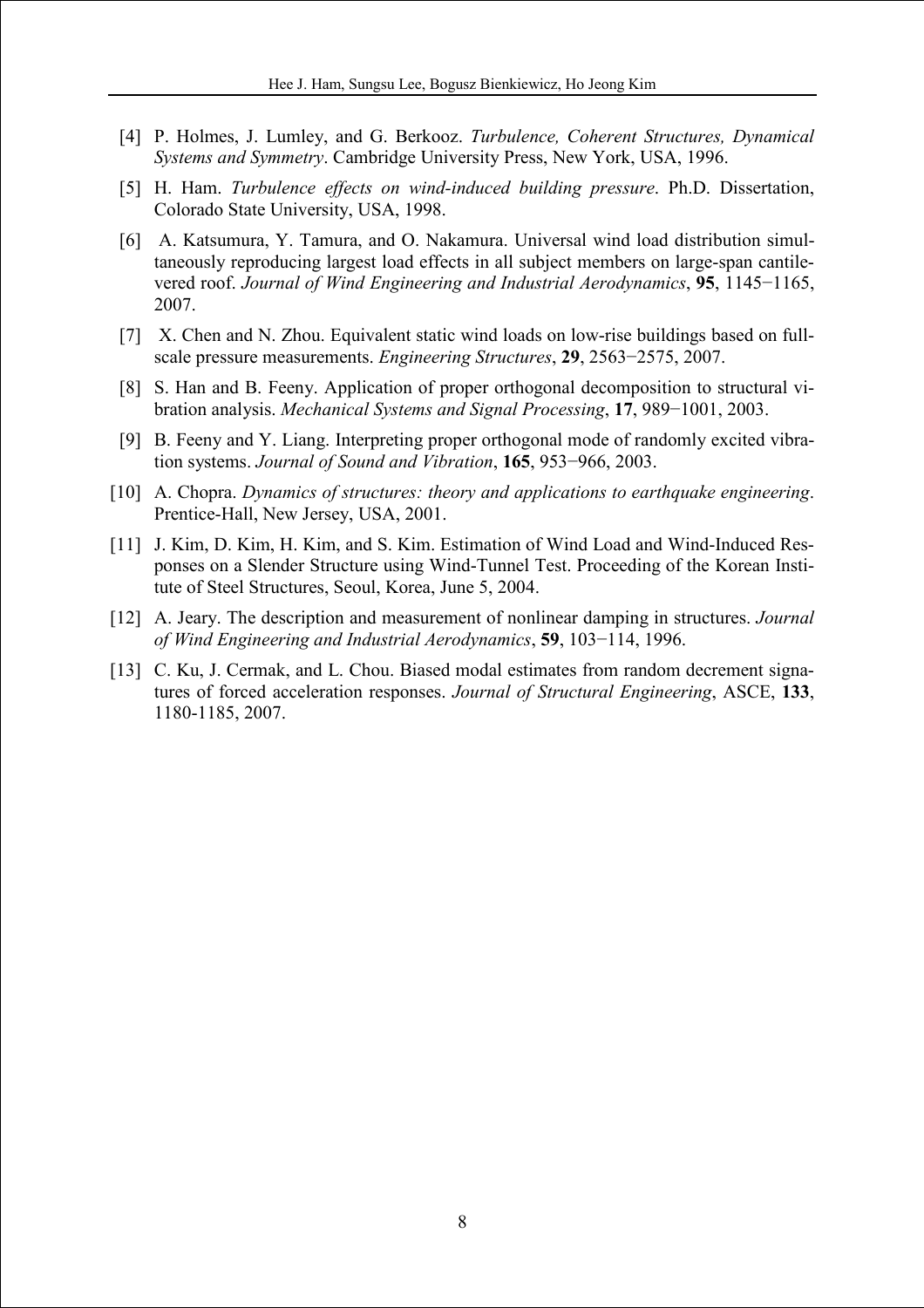[4] P. Holmes, J. Lumley, and G. Berkooz. *Turbulence, Coherent Structures, Dynamical Systems and Symmetry*. Cambridge University Press, New York, USA, 1996.

[5] H. Ham. *Turbulence effects on wind-induced building pressure*. Ph.D. Dissertation, Colorado State University, USA, 1998.

[6] A. Katsumura, Y. Tamura, and O. Nakamura. Universal wind load distribution simultaneously reproducing largest load effects in all subject members on large-span cantilevered roof. *Journal of Wind Engineering and Industrial Aerodynamics*, **95**, 1145−1165, 2007.

[7] X. Chen and N. Zhou. Equivalent static wind loads on low-rise buildings based on full-scale pressure measurements. *Engineering Structures*, **29**, 2563−2575, 2007.

[8] S. Han and B. Feeny. Application of proper orthogonal decomposition to structural vibration analysis. *Mechanical Systems and Signal Processing*, **17**, 989−1001, 2003.

[9] B. Feeny and Y. Liang. Interpreting proper orthogonal mode of randomly excited vibration systems. *Journal of Sound and Vibration*, **165**, 953−966, 2003.

[10] A. Chopra. *Dynamics of structures: theory and applications to earthquake engineering*. Prentice-Hall, New Jersey, USA, 2001.

[11] J. Kim, D. Kim, H. Kim, and S. Kim. Estimation of Wind Load and Wind-Induced Responses on a Slender Structure using Wind-Tunnel Test. Proceeding of the Korean Institute of Steel Structures, Seoul, Korea, June 5, 2004.

[12] A. Jeary. The description and measurement of nonlinear damping in structures. *Journal of Wind Engineering and Industrial Aerodynamics*, **59**, 103−114, 1996.

[13] C. Ku, J. Cermak, and L. Chou. Biased modal estimates from random decrement signatures of forced acceleration responses. *Journal of Structural Engineering*, ASCE, **133**, 1180-1185, 2007.